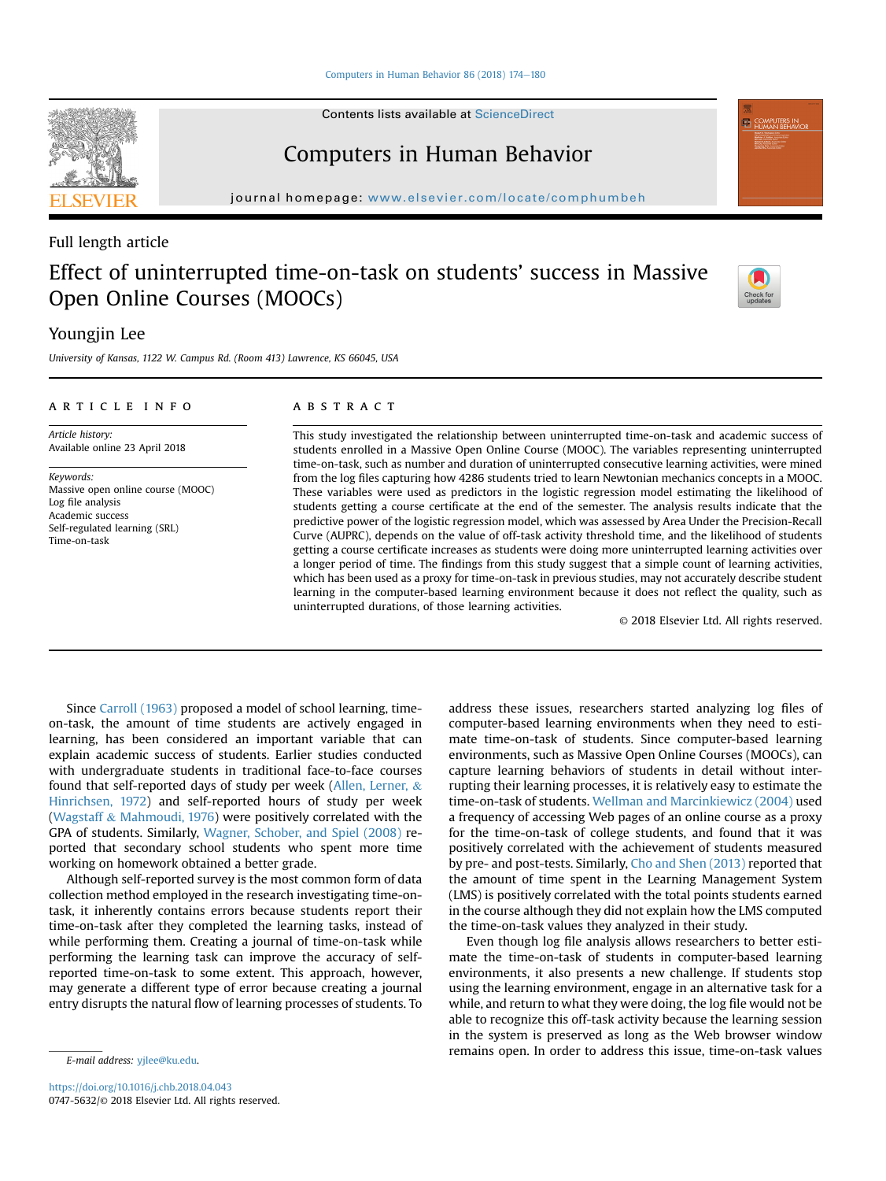Full length article

# Effect of uninterrupted time-on-task on students' success in Massive Open Online Courses (MOOCs)

Youngjin Lee

*University of Kansas, 1122 W. Campus Rd. (Room 413) Lawrence, KS 66045, USA*

## ARTICLE INFO

*Article history:*
Available online 23 April 2018

*Keywords:*
Massive open online course (MOOC)
Log file analysis
Academic success
Self-regulated learning (SRL)
Time-on-task

## ABSTRACT

This study investigated the relationship between uninterrupted time-on-task and academic success of students enrolled in a Massive Open Online Course (MOOC). The variables representing uninterrupted time-on-task, such as number and duration of uninterrupted consecutive learning activities, were mined from the log files capturing how 4286 students tried to learn Newtonian mechanics concepts in a MOOC. These variables were used as predictors in the logistic regression model estimating the likelihood of students getting a course certificate at the end of the semester. The analysis results indicate that the predictive power of the logistic regression model, which was assessed by Area Under the Precision-Recall Curve (AUPRC), depends on the value of off-task activity threshold time, and the likelihood of students getting a course certificate increases as students were doing more uninterrupted learning activities over a longer period of time. The findings from this study suggest that a simple count of learning activities, which has been used as a proxy for time-on-task in previous studies, may not accurately describe student learning in the computer-based learning environment because it does not reflect the quality, such as uninterrupted durations, of those learning activities.

© 2018 Elsevier Ltd. All rights reserved.

Since Carroll (1963) proposed a model of school learning, time-on-task, the amount of time students are actively engaged in learning, has been considered an important variable that can explain academic success of students. Earlier studies conducted with undergraduate students in traditional face-to-face courses found that self-reported days of study per week (Allen, Lerner, & Hinrichsen, 1972) and self-reported hours of study per week (Wagstaff & Mahmoudi, 1976) were positively correlated with the GPA of students. Similarly, Wagner, Schober, and Spiel (2008) reported that secondary school students who spent more time working on homework obtained a better grade.

Although self-reported survey is the most common form of data collection method employed in the research investigating time-on-task, it inherently contains errors because students report their time-on-task after they completed the learning tasks, instead of while performing them. Creating a journal of time-on-task while performing the learning task can improve the accuracy of self-reported time-on-task to some extent. This approach, however, may generate a different type of error because creating a journal entry disrupts the natural flow of learning processes of students. To address these issues, researchers started analyzing log files of computer-based learning environments when they need to estimate time-on-task of students. Since computer-based learning environments, such as Massive Open Online Courses (MOOCs), can capture learning behaviors of students in detail without interrupting their learning processes, it is relatively easy to estimate the time-on-task of students. Wellman and Marcinkiewicz (2004) used a frequency of accessing Web pages of an online course as a proxy for the time-on-task of college students, and found that it was positively correlated with the achievement of students measured by pre- and post-tests. Similarly, Cho and Shen (2013) reported that the amount of time spent in the Learning Management System (LMS) is positively correlated with the total points students earned in the course although they did not explain how the LMS computed the time-on-task values they analyzed in their study.

Even though log file analysis allows researchers to better estimate the time-on-task of students in computer-based learning environments, it also presents a new challenge. If students stop using the learning environment, engage in an alternative task for a while, and return to what they were doing, the log file would not be able to recognize this off-task activity because the learning session in the system is preserved as long as the Web browser window remains open. In order to address this issue, time-on-task values

E-mail address: yjlee@ku.edu.

https://doi.org/10.1016/j.chb.2018.04.043
0747-5632/© 2018 Elsevier Ltd. All rights reserved.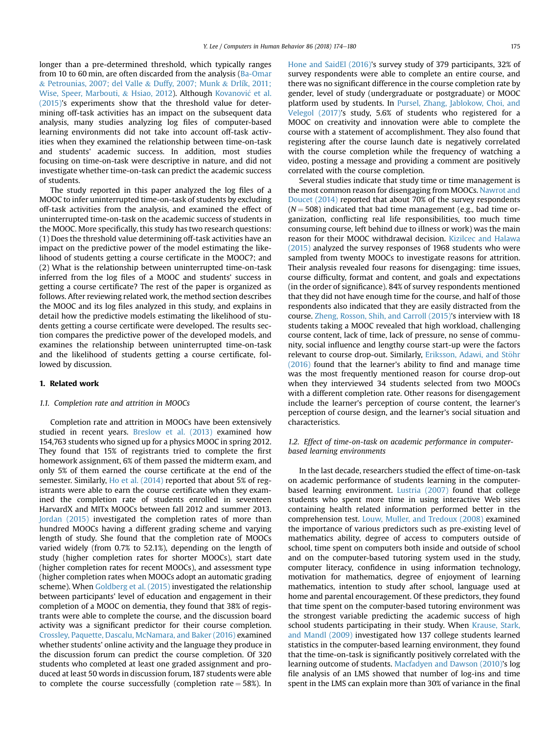longer than a pre-determined threshold, which typically ranges from 10 to 60 min, are often discarded from the analysis (Ba-Omar & Petrounias, 2007; del Valle & Duffy, 2007; Munk & Drlík, 2011; Wise, Speer, Marbouti, & Hsiao, 2012). Although Kovanović et al. (2015)'s experiments show that the threshold value for determining off-task activities has an impact on the subsequent data analysis, many studies analyzing log files of computer-based learning environments did not take into account off-task activities when they examined the relationship between time-on-task and students' academic success. In addition, most studies focusing on time-on-task were descriptive in nature, and did not investigate whether time-on-task can predict the academic success of students.

The study reported in this paper analyzed the log files of a MOOC to infer uninterrupted time-on-task of students by excluding off-task activities from the analysis, and examined the effect of uninterrupted time-on-task on the academic success of students in the MOOC. More specifically, this study has two research questions: (1) Does the threshold value determining off-task activities have an impact on the predictive power of the model estimating the likelihood of students getting a course certificate in the MOOC?; and (2) What is the relationship between uninterrupted time-on-task inferred from the log files of a MOOC and students' success in getting a course certificate? The rest of the paper is organized as follows. After reviewing related work, the method section describes the MOOC and its log files analyzed in this study, and explains in detail how the predictive models estimating the likelihood of students getting a course certificate were developed. The results section compares the predictive power of the developed models, and examines the relationship between uninterrupted time-on-task and the likelihood of students getting a course certificate, followed by discussion.

## 1. Related work

### 1.1. Completion rate and attrition in MOOCs

Completion rate and attrition in MOOCs have been extensively studied in recent years. Breslow et al. (2013) examined how 154,763 students who signed up for a physics MOOC in spring 2012. They found that 15% of registrants tried to complete the first homework assignment, 6% of them passed the midterm exam, and only 5% of them earned the course certificate at the end of the semester. Similarly, Ho et al. (2014) reported that about 5% of registrants were able to earn the course certificate when they examined the completion rate of students enrolled in seventeen HarvardX and MITx MOOCs between fall 2012 and summer 2013. Jordan (2015) investigated the completion rates of more than hundred MOOCs having a different grading scheme and varying length of study. She found that the completion rate of MOOCs varied widely (from 0.7% to 52.1%), depending on the length of study (higher completion rates for shorter MOOCs), start date (higher completion rates for recent MOOCs), and assessment type (higher completion rates when MOOCs adopt an automatic grading scheme). When Goldberg et al. (2015) investigated the relationship between participants' level of education and engagement in their completion of a MOOC on dementia, they found that 38% of registrants were able to complete the course, and the discussion board activity was a significant predictor for their course completion. Crossley, Paquette, Dascalu, McNamara, and Baker (2016) examined whether students' online activity and the language they produce in the discussion forum can predict the course completion. Of 320 students who completed at least one graded assignment and produced at least 50 words in discussion forum, 187 students were able to complete the course successfully (completion rate = 58%). In Hone and SaidEl (2016)'s survey study of 379 participants, 32% of survey respondents were able to complete an entire course, and there was no significant difference in the course completion rate by gender, level of study (undergraduate or postgraduate) or MOOC platform used by students. In Pursel, Zhang, Jablokow, Choi, and Velegol (2017)'s study, 5.6% of students who registered for a MOOC on creativity and innovation were able to complete the course with a statement of accomplishment. They also found that registering after the course launch date is negatively correlated with the course completion while the frequency of watching a video, posting a message and providing a comment are positively correlated with the course completion.

Several studies indicate that study time or time management is the most common reason for disengaging from MOOCs. Nawrot and Doucet (2014) reported that about 70% of the survey respondents ($N = 508$) indicated that bad time management (e.g., bad time organization, conflicting real life responsibilities, too much time consuming course, left behind due to illness or work) was the main reason for their MOOC withdrawal decision. Kizilcec and Halawa (2015) analyzed the survey responses of 1968 students who were sampled from twenty MOOCs to investigate reasons for attrition. Their analysis revealed four reasons for disengaging: time issues, course difficulty, format and content, and goals and expectations (in the order of significance). 84% of survey respondents mentioned that they did not have enough time for the course, and half of those respondents also indicated that they are easily distracted from the course. Zheng, Rosson, Shih, and Carroll (2015)'s interview with 18 students taking a MOOC revealed that high workload, challenging course content, lack of time, lack of pressure, no sense of community, social influence and lengthy course start-up were the factors relevant to course drop-out. Similarly, Eriksson, Adawi, and Stöhr (2016) found that the learner's ability to find and manage time was the most frequently mentioned reason for course drop-out when they interviewed 34 students selected from two MOOCs with a different completion rate. Other reasons for disengagement include the learner's perception of course content, the learner's perception of course design, and the learner's social situation and characteristics.

### 1.2. Effect of time-on-task on academic performance in computer-based learning environments

In the last decade, researchers studied the effect of time-on-task on academic performance of students learning in the computer-based learning environment. Lustria (2007) found that college students who spent more time in using interactive Web sites containing health related information performed better in the comprehension test. Louw, Muller, and Tredoux (2008) examined the importance of various predictors such as pre-existing level of mathematics ability, degree of access to computers outside of school, time spent on computers both inside and outside of school and on the computer-based tutoring system used in the study, computer literacy, confidence in using information technology, motivation for mathematics, degree of enjoyment of learning mathematics, intention to study after school, language used at home and parental encouragement. Of these predictors, they found that time spent on the computer-based tutoring environment was the strongest variable predicting the academic success of high school students participating in their study. When Krause, Stark, and Mandl (2009) investigated how 137 college students learned statistics in the computer-based learning environment, they found that the time-on-task is significantly positively correlated with the learning outcome of students. Macfadyen and Dawson (2010)'s log file analysis of an LMS showed that number of log-ins and time spent in the LMS can explain more than 30% of variance in the final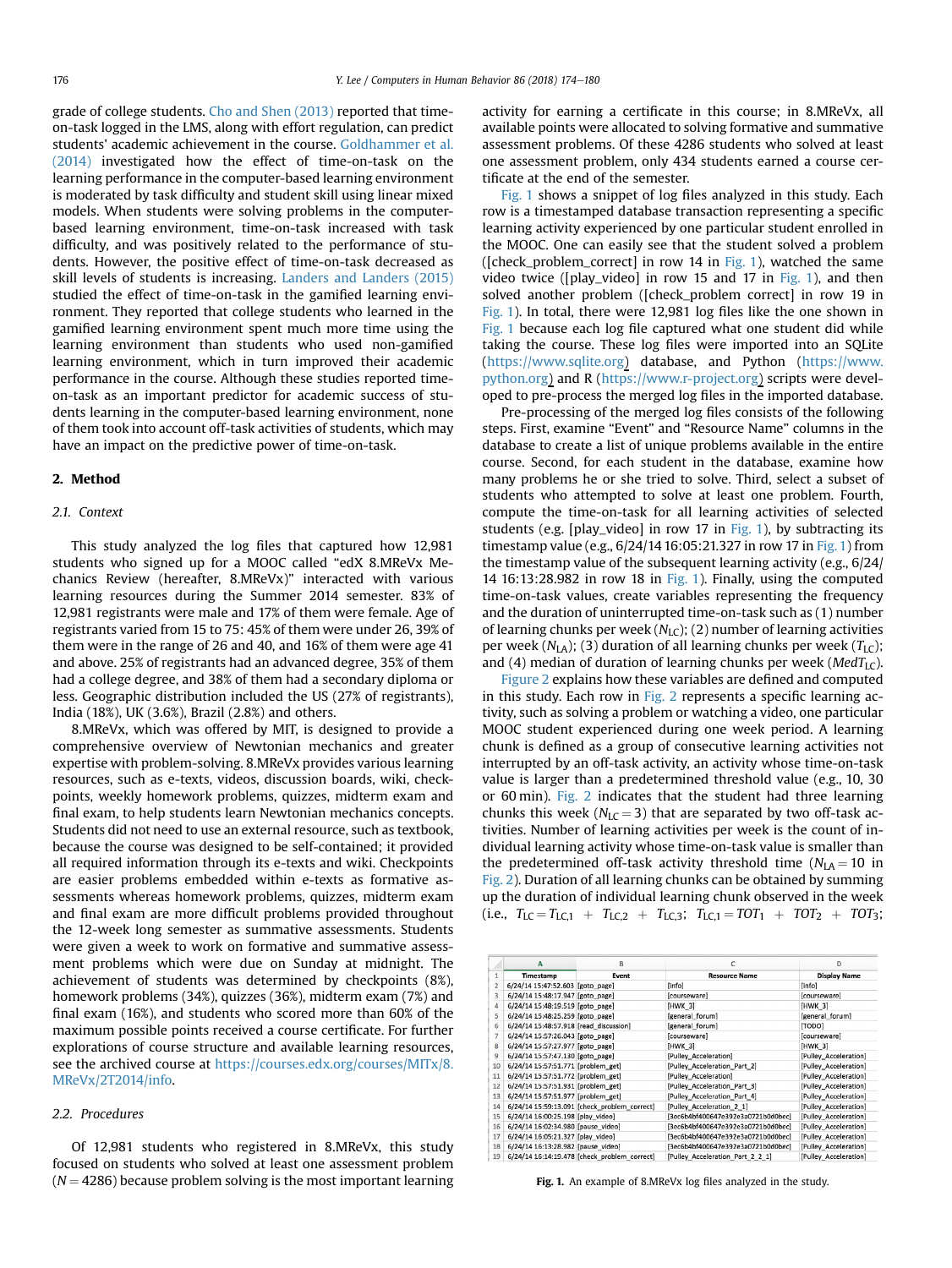grade of college students. Cho and Shen (2013) reported that time-on-task logged in the LMS, along with effort regulation, can predict students' academic achievement in the course. Goldhammer et al. (2014) investigated how the effect of time-on-task on the learning performance in the computer-based learning environment is moderated by task difficulty and student skill using linear mixed models. When students were solving problems in the computer-based learning environment, time-on-task increased with task difficulty, and was positively related to the performance of students. However, the positive effect of time-on-task decreased as skill levels of students is increasing. Landers and Landers (2015) studied the effect of time-on-task in the gamified learning environment. They reported that college students who learned in the gamified learning environment spent much more time using the learning environment than students who used non-gamified learning environment, which in turn improved their academic performance in the course. Although these studies reported time-on-task as an important predictor for academic success of students learning in the computer-based learning environment, none of them took into account off-task activities of students, which may have an impact on the predictive power of time-on-task.

## 2. Method

### 2.1. Context

This study analyzed the log files that captured how 12,981 students who signed up for a MOOC called "edX 8.MReVx Mechanics Review (hereafter, 8.MReVx)" interacted with various learning resources during the Summer 2014 semester. 83% of 12,981 registrants were male and 17% of them were female. Age of registrants varied from 15 to 75: 45% of them were under 26, 39% of them were in the range of 26 and 40, and 16% of them were age 41 and above. 25% of registrants had an advanced degree, 35% of them had a college degree, and 38% of them had a secondary diploma or less. Geographic distribution included the US (27% of registrants), India (18%), UK (3.6%), Brazil (2.8%) and others.

8.MReVx, which was offered by MIT, is designed to provide a comprehensive overview of Newtonian mechanics and greater expertise with problem-solving. 8.MReVx provides various learning resources, such as e-texts, videos, discussion boards, wiki, checkpoints, weekly homework problems, quizzes, midterm exam and final exam, to help students learn Newtonian mechanics concepts. Students did not need to use an external resource, such as textbook, because the course was designed to be self-contained; it provided all required information through its e-texts and wiki. Checkpoints are easier problems embedded within e-texts as formative assessments whereas homework problems, quizzes, midterm exam and final exam are more difficult problems provided throughout the 12-week long semester as summative assessments. Students were given a week to work on formative and summative assessment problems which were due on Sunday at midnight. The achievement of students was determined by checkpoints (8%), homework problems (34%), quizzes (36%), midterm exam (7%) and final exam (16%), and students who scored more than 60% of the maximum possible points received a course certificate. For further explorations of course structure and available learning resources, see the archived course at https://courses.edx.org/courses/MITx/8.MReVx/2T2014/info.

### 2.2. Procedures

Of 12,981 students who registered in 8.MReVx, this study focused on students who solved at least one assessment problem ($N = 4286$) because problem solving is the most important learning activity for earning a certificate in this course; in 8.MReVx, all available points were allocated to solving formative and summative assessment problems. Of these 4286 students who solved at least one assessment problem, only 434 students earned a course certificate at the end of the semester.

Fig. 1 shows a snippet of log files analyzed in this study. Each row is a timestamped database transaction representing a specific learning activity experienced by one particular student enrolled in the MOOC. One can easily see that the student solved a problem ([check_problem_correct] in row 14 in Fig. 1), watched the same video twice ([play_video] in row 15 and 17 in Fig. 1), and then solved another problem ([check_problem correct] in row 19 in Fig. 1). In total, there were 12,981 log files like the one shown in Fig. 1 because each log file captured what one student did while taking the course. These log files were imported into an SQLite (https://www.sqlite.org) database, and Python (https://www.python.org) and R (https://www.r-project.org) scripts were developed to pre-process the merged log files in the imported database.

Pre-processing of the merged log files consists of the following steps. First, examine "Event" and "Resource Name" columns in the database to create a list of unique problems available in the entire course. Second, for each student in the database, examine how many problems he or she tried to solve. Third, select a subset of students who attempted to solve at least one problem. Fourth, compute the time-on-task for all learning activities of selected students (e.g. [play_video] in row 17 in Fig. 1), by subtracting its timestamp value (e.g., 6/24/14 16:05:21.327 in row 17 in Fig. 1) from the timestamp value of the subsequent learning activity (e.g., 6/24/14 16:13:28.982 in row 18 in Fig. 1). Finally, using the computed time-on-task values, create variables representing the frequency and the duration of uninterrupted time-on-task such as (1) number of learning chunks per week ($N_{LC}$); (2) number of learning activities per week ($N_{LA}$); (3) duration of all learning chunks per week ($T_{LC}$); and (4) median of duration of learning chunks per week ($MedT_{LC}$).

Figure 2 explains how these variables are defined and computed in this study. Each row in Fig. 2 represents a specific learning activity, such as solving a problem or watching a video, one particular MOOC student experienced during one week period. A learning chunk is defined as a group of consecutive learning activities not interrupted by an off-task activity, an activity whose time-on-task value is larger than a predetermined threshold value (e.g., 10, 30 or 60 min). Fig. 2 indicates that the student had three learning chunks this week ($N_{LC} = 3$) that are separated by two off-task activities. Number of learning activities per week is the count of individual learning activity whose time-on-task value is smaller than the predetermined off-task activity threshold time ($N_{LA} = 10$ in Fig. 2). Duration of all learning chunks can be obtained by summing up the duration of individual learning chunk observed in the week (i.e., $T_{LC} = T_{LC,1} + T_{LC,2} + T_{LC,3}$; $T_{LC,1} = TOT_1 + TOT_2 + TOT_3$;

| | A | B | C | D |
|---|---|---|---|---|
| 1 | Timestamp | Event | Resource Name | Display Name |
| 2 | 6/24/14 15:47:52.603 | [goto_page] | [info] | [info] |
| 3 | 6/24/14 15:48:17.947 | [goto_page] | [courseware] | [courseware] |
| 4 | 6/24/14 15:48:19.519 | [goto_page] | [HW_3] | [HW_3] |
| 5 | 6/24/14 15:48:25.259 | [goto_page] | [general_forum] | [general_forum] |
| 6 | 6/24/14 15:48:57.918 | [read_discussion] | [general_forum] | [TODO] |
| 7 | 6/24/14 15:57:26.043 | [goto_page] | [courseware] | [courseware] |
| 8 | 6/24/14 15:57:27.977 | [goto_page] | [HW_3] | [HW_3] |
| 9 | 6/24/14 15:57:47.130 | [goto_page] | [Pulley_Acceleration] | [Pulley_Acceleration] |
| 10 | 6/24/14 15:57:51.771 | [problem_get] | [Pulley_Acceleration_Part_2] | [Pulley_Acceleration] |
| 11 | 6/24/14 15:57:51.772 | [problem_get] | [Pulley_Acceleration] | [Pulley_Acceleration] |
| 12 | 6/24/14 15:57:51.931 | [problem_get] | [Pulley_Acceleration_Part_3] | [Pulley_Acceleration] |
| 13 | 6/24/14 15:57:51.977 | [problem_get] | [Pulley_Acceleration_Part_4] | [Pulley_Acceleration] |
| 14 | 6/24/14 15:59:13.091 | [check_problem_correct] | [Pulley_Acceleration_2_1] | [Pulley_Acceleration] |
| 15 | 6/24/14 16:00:25.198 | [play_video] | [3ec6b4bf400647e392e3a0721b0d0bec] | [Pulley_Acceleration] |
| 16 | 6/24/14 16:02:34.980 | [pause_video] | [3ec6b4bf400647e392e3a0721b0d0bec] | [Pulley_Acceleration] |
| 17 | 6/24/14 16:05:21.327 | [play_video] | [3ec6b4bf400647e392e3a0721b0d0bec] | [Pulley_Acceleration] |
| 18 | 6/24/14 16:13:28.982 | [pause_video] | [3ec6b4bf400647e392e3a0721b0d0bec] | [Pulley_Acceleration] |
| 19 | 6/24/14 16:14:19.478 | [check_problem_correct] | [Pulley_Acceleration_Part_2_2_1] | [Pulley_Acceleration] |

**Fig. 1.** An example of 8.MReVx log files analyzed in the study.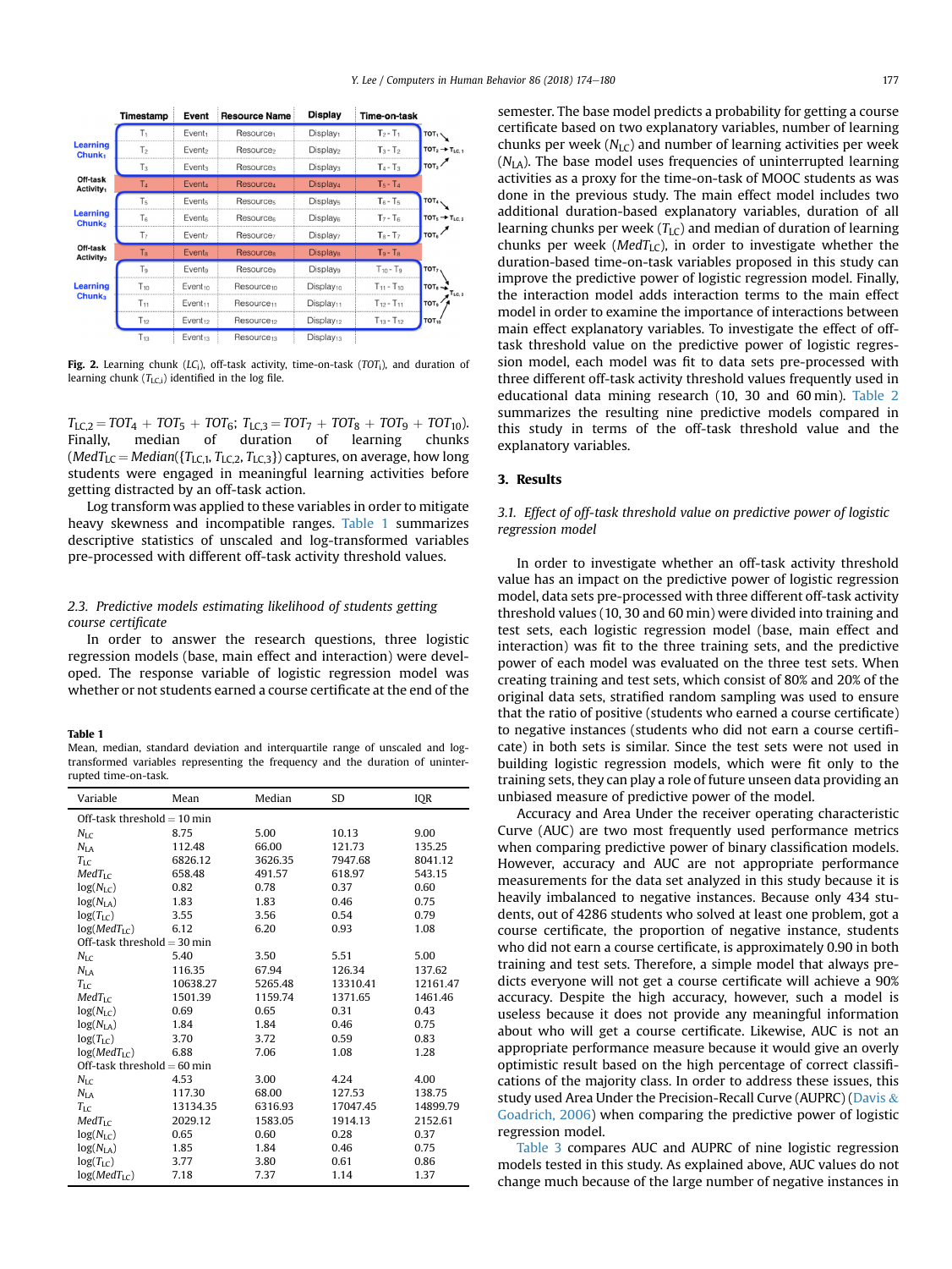|  | Timestamp | Event | Resource Name | Display | Time-on-task |  |
|---|---|---|---|---|---|---|
| Learning Chunk$_1$ | $T_1$ | Event$_1$ | Resource$_1$ | Display$_1$ | $T_2 - T_1$ | $TOT_1$ |
|  | $T_2$ | Event$_2$ | Resource$_2$ | Display$_2$ | $T_3 - T_2$ | $TOT_2$ → $T_{LC,1}$ |
|  | $T_3$ | Event$_3$ | Resource$_3$ | Display$_3$ | $T_4 - T_3$ | $TOT_3$ |
| Off-task Activity$_1$ | $T_4$ | Event$_4$ | Resource$_4$ | Display$_4$ | $T_5 - T_4$ |  |
| Learning Chunk$_2$ | $T_5$ | Event$_5$ | Resource$_5$ | Display$_5$ | $T_6 - T_5$ | $TOT_4$ |
|  | $T_6$ | Event$_6$ | Resource$_6$ | Display$_6$ | $T_7 - T_6$ | $TOT_5$ → $T_{LC,2}$ |
|  | $T_7$ | Event$_7$ | Resource$_7$ | Display$_7$ | $T_8 - T_7$ | $TOT_6$ |
| Off-task Activity$_2$ | $T_8$ | Event$_8$ | Resource$_8$ | Display$_8$ | $T_9 - T_8$ |  |
| Learning Chunk$_3$ | $T_9$ | Event$_9$ | Resource$_9$ | Display$_9$ | $T_{10} - T_9$ | $TOT_7$ |
|  | $T_{10}$ | Event$_{10}$ | Resource$_{10}$ | Display$_{10}$ | $T_{11} - T_{10}$ | $TOT_8$ → $T_{LC,3}$ |
|  | $T_{11}$ | Event$_{11}$ | Resource$_{11}$ | Display$_{11}$ | $T_{12} - T_{11}$ | $TOT_9$ |
|  | $T_{12}$ | Event$_{12}$ | Resource$_{12}$ | Display$_{12}$ | $T_{13} - T_{12}$ | $TOT_{10}$ |
|  | $T_{13}$ | Event$_{13}$ | Resource$_{13}$ | Display$_{13}$ |  |  |

**Fig. 2.** Learning chunk ($LC_i$), off-task activity, time-on-task ($TOT_i$), and duration of learning chunk ($T_{LC,i}$) identified in the log file.

$T_{LC,2} = TOT_4 + TOT_5 + TOT_6$; $T_{LC,3} = TOT_7 + TOT_8 + TOT_9 + TOT_{10}$). Finally, median of duration of learning chunks ($MedT_{LC} = Median(\{T_{LC,1}, T_{LC,2}, T_{LC,3}\})$ captures, on average, how long students were engaged in meaningful learning activities before getting distracted by an off-task action.

Log transform was applied to these variables in order to mitigate heavy skewness and incompatible ranges. Table 1 summarizes descriptive statistics of unscaled and log-transformed variables pre-processed with different off-task activity threshold values.

### 2.3. Predictive models estimating likelihood of students getting course certificate

In order to answer the research questions, three logistic regression models (base, main effect and interaction) were developed. The response variable of logistic regression model was whether or not students earned a course certificate at the end of the semester. The base model predicts a probability for getting a course certificate based on two explanatory variables, number of learning chunks per week ($N_{LC}$) and number of learning activities per week ($N_{LA}$). The base model uses frequencies of uninterrupted learning activities as a proxy for the time-on-task of MOOC students as was done in the previous study. The main effect model includes two additional duration-based explanatory variables, duration of all learning chunks per week ($T_{LC}$) and median of duration of learning chunks per week ($MedT_{LC}$), in order to investigate whether the duration-based time-on-task variables proposed in this study can improve the predictive power of logistic regression model. Finally, the interaction model adds interaction terms to the main effect model in order to examine the importance of interactions between main effect explanatory variables. To investigate the effect of off-task threshold value on the predictive power of logistic regression model, each model was fit to data sets pre-processed with three different off-task activity threshold values frequently used in educational data mining research (10, 30 and 60 min). Table 2 summarizes the resulting nine predictive models compared in this study in terms of the off-task threshold value and the explanatory variables.

**Table 1**
Mean, median, standard deviation and interquartile range of unscaled and log-transformed variables representing the frequency and the duration of uninterrupted time-on-task.

| Variable | Mean | Median | SD | IQR |
|---|---|---|---|---|
| Off-task threshold = 10 min | | | | |
| $N_{LC}$ | 8.75 | 5.00 | 10.13 | 9.00 |
| $N_{LA}$ | 112.48 | 66.00 | 121.73 | 135.25 |
| $T_{LC}$ | 6826.12 | 3626.35 | 7947.68 | 8041.12 |
| $MedT_{LC}$ | 658.48 | 491.57 | 618.97 | 543.15 |
| $\log(N_{LC})$ | 0.82 | 0.78 | 0.37 | 0.60 |
| $\log(N_{LA})$ | 1.83 | 1.83 | 0.46 | 0.75 |
| $\log(T_{LC})$ | 3.55 | 3.56 | 0.54 | 0.79 |
| $\log(MedT_{LC})$ | 6.12 | 6.20 | 0.93 | 1.08 |
| Off-task threshold = 30 min | | | | |
| $N_{LC}$ | 5.40 | 3.50 | 5.51 | 5.00 |
| $N_{LA}$ | 116.35 | 67.94 | 126.34 | 137.62 |
| $T_{LC}$ | 10638.27 | 5265.48 | 13310.41 | 12161.47 |
| $MedT_{LC}$ | 1501.39 | 1159.74 | 1371.65 | 1461.46 |
| $\log(N_{LC})$ | 0.69 | 0.65 | 0.31 | 0.43 |
| $\log(N_{LA})$ | 1.84 | 1.84 | 0.46 | 0.75 |
| $\log(T_{LC})$ | 3.70 | 3.72 | 0.59 | 0.83 |
| $\log(MedT_{LC})$ | 6.88 | 7.06 | 1.08 | 1.28 |
| Off-task threshold = 60 min | | | | |
| $N_{LC}$ | 4.53 | 3.00 | 4.24 | 4.00 |
| $N_{LA}$ | 117.30 | 68.00 | 127.53 | 138.75 |
| $T_{LC}$ | 13134.35 | 6316.93 | 17047.45 | 14899.79 |
| $MedT_{LC}$ | 2029.12 | 1583.05 | 1914.13 | 2152.61 |
| $\log(N_{LC})$ | 0.65 | 0.60 | 0.28 | 0.37 |
| $\log(N_{LA})$ | 1.85 | 1.84 | 0.46 | 0.75 |
| $\log(T_{LC})$ | 3.77 | 3.80 | 0.61 | 0.86 |
| $\log(MedT_{LC})$ | 7.18 | 7.37 | 1.14 | 1.37 |

## 3. Results

### 3.1. Effect of off-task threshold value on predictive power of logistic regression model

In order to investigate whether an off-task activity threshold value has an impact on the predictive power of logistic regression model, data sets pre-processed with three different off-task activity threshold values (10, 30 and 60 min) were divided into training and test sets, each logistic regression model (base, main effect and interaction) was fit to the three training sets, and the predictive power of each model was evaluated on the three test sets. When creating training and test sets, which consist of 80% and 20% of the original data sets, stratified random sampling was used to ensure that the ratio of positive (students who earned a course certificate) to negative instances (students who did not earn a course certificate) in both sets is similar. Since the test sets were not used in building logistic regression models, which were fit only to the training sets, they can play a role of future unseen data providing an unbiased measure of predictive power of the model.

Accuracy and Area Under the receiver operating characteristic Curve (AUC) are two most frequently used performance metrics when comparing predictive power of binary classification models. However, accuracy and AUC are not appropriate performance measurements for the data set analyzed in this study because it is heavily imbalanced to negative instances. Because only 434 students, out of 4286 students who solved at least one problem, got a course certificate, the proportion of negative instance, students who did not earn a course certificate, is approximately 0.90 in both training and test sets. Therefore, a simple model that always predicts everyone will not get a course certificate will achieve a 90% accuracy. Despite the high accuracy, however, such a model is useless because it does not provide any meaningful information about who will get a course certificate. Likewise, AUC is not an appropriate performance measure because it would give an overly optimistic result based on the high percentage of correct classifications of the majority class. In order to address these issues, this study used Area Under the Precision-Recall Curve (AUPRC) (Davis & Goadrich, 2006) when comparing the predictive power of logistic regression model.

Table 3 compares AUC and AUPRC of nine logistic regression models tested in this study. As explained above, AUC values do not change much because of the large number of negative instances in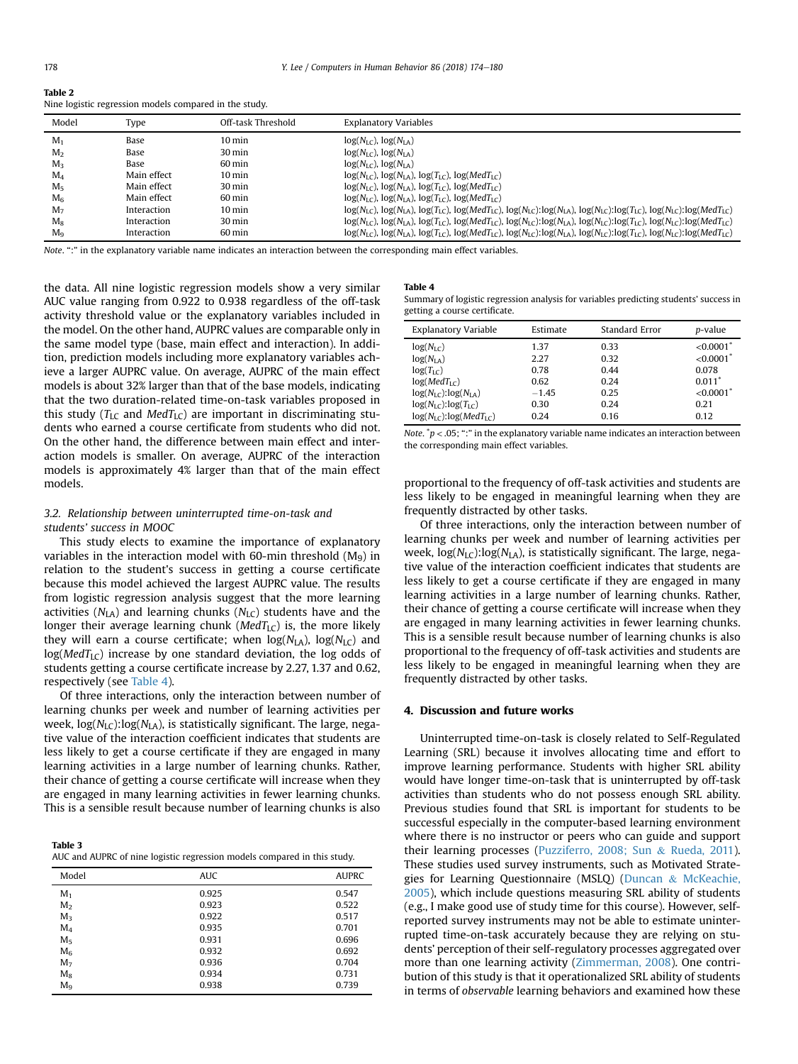**Table 2**
Nine logistic regression models compared in the study.

| Model | Type | Off-task Threshold | Explanatory Variables |
|---|---|---|---|
| $M_1$ | Base | 10 min | $\log(N_{LC})$, $\log(N_{LA})$ |
| $M_2$ | Base | 30 min | $\log(N_{LC})$, $\log(N_{LA})$ |
| $M_3$ | Base | 60 min | $\log(N_{LC})$, $\log(N_{LA})$ |
| $M_4$ | Main effect | 10 min | $\log(N_{LC})$, $\log(N_{LA})$, $\log(T_{LC})$, $\log(MedT_{LC})$ |
| $M_5$ | Main effect | 30 min | $\log(N_{LC})$, $\log(N_{LA})$, $\log(T_{LC})$, $\log(MedT_{LC})$ |
| $M_6$ | Main effect | 60 min | $\log(N_{LC})$, $\log(N_{LA})$, $\log(T_{LC})$, $\log(MedT_{LC})$ |
| $M_7$ | Interaction | 10 min | $\log(N_{LC})$, $\log(N_{LA})$, $\log(T_{LC})$, $\log(MedT_{LC})$, $\log(N_{LC})$:$\log(N_{LA})$, $\log(N_{LC})$:$\log(T_{LC})$, $\log(N_{LC})$:$\log(MedT_{LC})$ |
| $M_8$ | Interaction | 30 min | $\log(N_{LC})$, $\log(N_{LA})$, $\log(T_{LC})$, $\log(MedT_{LC})$, $\log(N_{LC})$:$\log(N_{LA})$, $\log(N_{LC})$:$\log(T_{LC})$, $\log(N_{LC})$:$\log(MedT_{LC})$ |
| $M_9$ | Interaction | 60 min | $\log(N_{LC})$, $\log(N_{LA})$, $\log(T_{LC})$, $\log(MedT_{LC})$, $\log(N_{LC})$:$\log(N_{LA})$, $\log(N_{LC})$:$\log(T_{LC})$, $\log(N_{LC})$:$\log(MedT_{LC})$ |

*Note*. ":" in the explanatory variable name indicates an interaction between the corresponding main effect variables.

the data. All nine logistic regression models show a very similar AUC value ranging from 0.922 to 0.938 regardless of the off-task activity threshold value or the explanatory variables included in the model. On the other hand, AUPRC values are comparable only in the same model type (base, main effect and interaction). In addition, prediction models including more explanatory variables achieve a larger AUPRC value. On average, AUPRC of the main effect models is about 32% larger than that of the base models, indicating that the two duration-related time-on-task variables proposed in this study ($T_{LC}$ and $MedT_{LC}$) are important in discriminating students who earned a course certificate from students who did not. On the other hand, the difference between main effect and interaction models is smaller. On average, AUPRC of the interaction models is approximately 4% larger than that of the main effect models.

### 3.2. Relationship between uninterrupted time-on-task and students' success in MOOC

This study elects to examine the importance of explanatory variables in the interaction model with 60-min threshold ($M_9$) in relation to the student's success in getting a course certificate because this model achieved the largest AUPRC value. The results from logistic regression analysis suggest that the more learning activities ($N_{LA}$) and learning chunks ($N_{LC}$) students have and the longer their average learning chunk ($MedT_{LC}$) is, the more likely they will earn a course certificate; when $\log(N_{LA})$, $\log(N_{LC})$ and $\log(MedT_{LC})$ increase by one standard deviation, the log odds of students getting a course certificate increase by 2.27, 1.37 and 0.62, respectively (see Table 4).

Of three interactions, only the interaction between number of learning chunks per week and number of learning activities per week, $\log(N_{LC})$:$\log(N_{LA})$, is statistically significant. The large, negative value of the interaction coefficient indicates that students are less likely to get a course certificate if they are engaged in many learning activities in a large number of learning chunks. Rather, their chance of getting a course certificate will increase when they are engaged in many learning activities in fewer learning chunks. This is a sensible result because number of learning chunks is also proportional to the frequency of off-task activities and students are less likely to be engaged in meaningful learning when they are frequently distracted by other tasks.

**Table 3**
AUC and AUPRC of nine logistic regression models compared in this study.

| Model | AUC | AUPRC |
|---|---|---|
| $M_1$ | 0.925 | 0.547 |
| $M_2$ | 0.923 | 0.522 |
| $M_3$ | 0.922 | 0.517 |
| $M_4$ | 0.935 | 0.701 |
| $M_5$ | 0.931 | 0.696 |
| $M_6$ | 0.932 | 0.692 |
| $M_7$ | 0.936 | 0.704 |
| $M_8$ | 0.934 | 0.731 |
| $M_9$ | 0.938 | 0.739 |

**Table 4**
Summary of logistic regression analysis for variables predicting students' success in getting a course certificate.

| Explanatory Variable | Estimate | Standard Error | *p*-value |
|---|---|---|---|
| $\log(N_{LC})$ | 1.37 | 0.33 | <0.0001* |
| $\log(N_{LA})$ | 2.27 | 0.32 | <0.0001* |
| $\log(T_{LC})$ | 0.78 | 0.44 | 0.078 |
| $\log(MedT_{LC})$ | 0.62 | 0.24 | 0.011* |
| $\log(N_{LC})$:$\log(N_{LA})$ | −1.45 | 0.25 | <0.0001* |
| $\log(N_{LC})$:$\log(T_{LC})$ | 0.30 | 0.24 | 0.21 |
| $\log(N_{LC})$:$\log(MedT_{LC})$ | 0.24 | 0.16 | 0.12 |

*Note*. * $p < .05$; ":" in the explanatory variable name indicates an interaction between the corresponding main effect variables.

## 4. Discussion and future works

Uninterrupted time-on-task is closely related to Self-Regulated Learning (SRL) because it involves allocating time and effort to improve learning performance. Students with higher SRL ability would have longer time-on-task that is uninterrupted by off-task activities than students who do not possess enough SRL ability. Previous studies found that SRL is important for students to be successful especially in the computer-based learning environment where there is no instructor or peers who can guide and support their learning processes (Puzziferro, 2008; Sun & Rueda, 2011). These studies used survey instruments, such as Motivated Strategies for Learning Questionnaire (MSLQ) (Duncan & McKeachie, 2005), which include questions measuring SRL ability of students (e.g., I make good use of study time for this course). However, self-reported survey instruments may not be able to estimate uninterrupted time-on-task accurately because they are relying on students' perception of their self-regulatory processes aggregated over more than one learning activity (Zimmerman, 2008). One contribution of this study is that it operationalized SRL ability of students in terms of *observable* learning behaviors and examined how these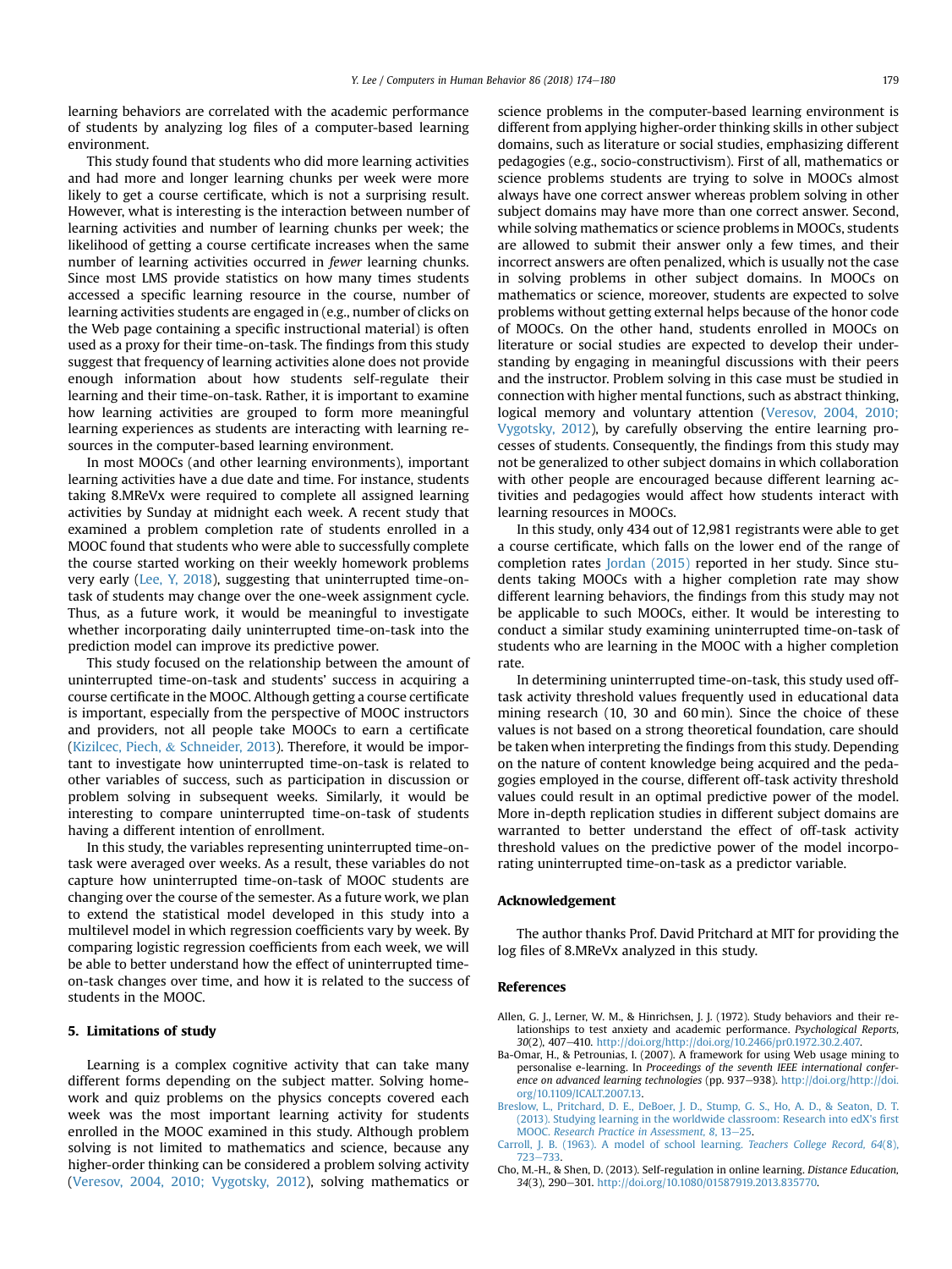learning behaviors are correlated with the academic performance of students by analyzing log files of a computer-based learning environment.

This study found that students who did more learning activities and had more and longer learning chunks per week were more likely to get a course certificate, which is not a surprising result. However, what is interesting is the interaction between number of learning activities and number of learning chunks per week; the likelihood of getting a course certificate increases when the same number of learning activities occurred in *fewer* learning chunks. Since most LMS provide statistics on how many times students accessed a specific learning resource in the course, number of learning activities students are engaged in (e.g., number of clicks on the Web page containing a specific instructional material) is often used as a proxy for their time-on-task. The findings from this study suggest that frequency of learning activities alone does not provide enough information about how students self-regulate their learning and their time-on-task. Rather, it is important to examine how learning activities are grouped to form more meaningful learning experiences as students are interacting with learning resources in the computer-based learning environment.

In most MOOCs (and other learning environments), important learning activities have a due date and time. For instance, students taking 8.MReVx were required to complete all assigned learning activities by Sunday at midnight each week. A recent study that examined a problem completion rate of students enrolled in a MOOC found that students who were able to successfully complete the course started working on their weekly homework problems very early (Lee, Y, 2018), suggesting that uninterrupted time-on-task of students may change over the one-week assignment cycle. Thus, as a future work, it would be meaningful to investigate whether incorporating daily uninterrupted time-on-task into the prediction model can improve its predictive power.

This study focused on the relationship between the amount of uninterrupted time-on-task and students' success in acquiring a course certificate in the MOOC. Although getting a course certificate is important, especially from the perspective of MOOC instructors and providers, not all people take MOOCs to earn a certificate (Kizilcec, Piech, & Schneider, 2013). Therefore, it would be important to investigate how uninterrupted time-on-task is related to other variables of success, such as participation in discussion or problem solving in subsequent weeks. Similarly, it would be interesting to compare uninterrupted time-on-task of students having a different intention of enrollment.

In this study, the variables representing uninterrupted time-on-task were averaged over weeks. As a result, these variables do not capture how uninterrupted time-on-task of MOOC students are changing over the course of the semester. As a future work, we plan to extend the statistical model developed in this study into a multilevel model in which regression coefficients vary by week. By comparing logistic regression coefficients from each week, we will be able to better understand how the effect of uninterrupted time-on-task changes over time, and how it is related to the success of students in the MOOC.

## 5. Limitations of study

Learning is a complex cognitive activity that can take many different forms depending on the subject matter. Solving homework and quiz problems on the physics concepts covered each week was the most important learning activity for students enrolled in the MOOC examined in this study. Although problem solving is not limited to mathematics and science, because any higher-order thinking can be considered a problem solving activity (Veresov, 2004, 2010; Vygotsky, 2012), solving mathematics or science problems in the computer-based learning environment is different from applying higher-order thinking skills in other subject domains, such as literature or social studies, emphasizing different pedagogies (e.g., socio-constructivism). First of all, mathematics or science problems students are trying to solve in MOOCs almost always have one correct answer whereas problem solving in other subject domains may have more than one correct answer. Second, while solving mathematics or science problems in MOOCs, students are allowed to submit their answer only a few times, and their incorrect answers are often penalized, which is usually not the case in solving problems in other subject domains. In MOOCs on mathematics or science, moreover, students are expected to solve problems without getting external helps because of the honor code of MOOCs. On the other hand, students enrolled in MOOCs on literature or social studies are expected to develop their understanding by engaging in meaningful discussions with their peers and the instructor. Problem solving in this case must be studied in connection with higher mental functions, such as abstract thinking, logical memory and voluntary attention (Veresov, 2004, 2010; Vygotsky, 2012), by carefully observing the entire learning processes of students. Consequently, the findings from this study may not be generalized to other subject domains in which collaboration with other people are encouraged because different learning activities and pedagogies would affect how students interact with learning resources in MOOCs.

In this study, only 434 out of 12,981 registrants were able to get a course certificate, which falls on the lower end of the range of completion rates Jordan (2015) reported in her study. Since students taking MOOCs with a higher completion rate may show different learning behaviors, the findings from this study may not be applicable to such MOOCs, either. It would be interesting to conduct a similar study examining uninterrupted time-on-task of students who are learning in the MOOC with a higher completion rate.

In determining uninterrupted time-on-task, this study used off-task activity threshold values frequently used in educational data mining research (10, 30 and 60 min). Since the choice of these values is not based on a strong theoretical foundation, care should be taken when interpreting the findings from this study. Depending on the nature of content knowledge being acquired and the pedagogies employed in the course, different off-task activity threshold values could result in an optimal predictive power of the model. More in-depth replication studies in different subject domains are warranted to better understand the effect of off-task activity threshold values on the predictive power of the model incorporating uninterrupted time-on-task as a predictor variable.

## Acknowledgement

The author thanks Prof. David Pritchard at MIT for providing the log files of 8.MReVx analyzed in this study.

## References

Allen, G. J., Lerner, W. M., & Hinrichsen, J. J. (1972). Study behaviors and their relationships to test anxiety and academic performance. *Psychological Reports, 30*(2), 407–410. http://doi.org/http://doi.org/10.2466/pr0.1972.30.2.407.

Ba-Omar, H., & Petrounias, I. (2007). A framework for using Web usage mining to personalise e-learning. In *Proceedings of the seventh IEEE international conference on advanced learning technologies* (pp. 937–938). http://doi.org/http://doi.org/10.1109/ICALT.2007.13.

Breslow, L., Pritchard, D. E., DeBoer, J. D., Stump, G. S., Ho, A. D., & Seaton, D. T. (2013). Studying learning in the worldwide classroom: Research into edX's first MOOC. *Research Practice in Assessment, 8*, 13–25.

Carroll, J. B. (1963). A model of school learning. *Teachers College Record, 64*(8), 723–733.

Cho, M.-H., & Shen, D. (2013). Self-regulation in online learning. *Distance Education, 34*(3), 290–301. http://doi.org/10.1080/01587919.2013.835770.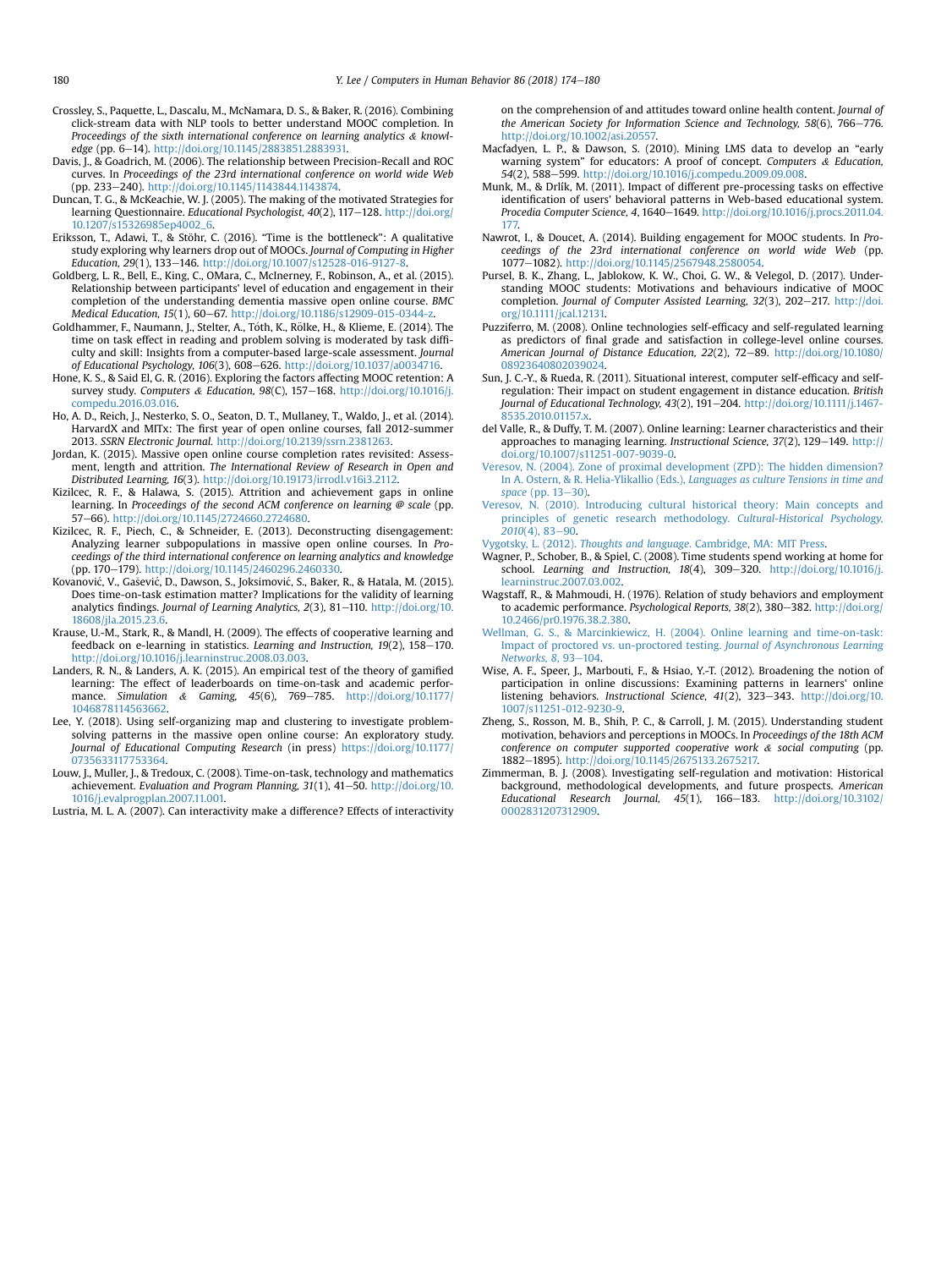Crossley, S., Paquette, L., Dascalu, M., McNamara, D. S., & Baker, R. (2016). Combining click-stream data with NLP tools to better understand MOOC completion. In *Proceedings of the sixth international conference on learning analytics & knowledge* (pp. 6–14). http://doi.org/10.1145/2883851.2883931.

Davis, J., & Goadrich, M. (2006). The relationship between Precision-Recall and ROC curves. In *Proceedings of the 23rd international conference on world wide Web* (pp. 233–240). http://doi.org/10.1145/1143844.1143874.

Duncan, T. G., & McKeachie, W. J. (2005). The making of the motivated Strategies for learning Questionnaire. *Educational Psychologist, 40*(2), 117–128. http://doi.org/10.1207/s15326985ep4002_6.

Eriksson, T., Adawi, T., & Stöhr, C. (2016). "Time is the bottleneck": A qualitative study exploring why learners drop out of MOOCs. *Journal of Computing in Higher Education, 29*(1), 133–146. http://doi.org/10.1007/s12528-016-9127-8.

Goldberg, L. R., Bell, E., King, C., OMara, C., McInerney, F., Robinson, A., et al. (2015). Relationship between participants' level of education and engagement in their completion of the understanding dementia massive open online course. *BMC Medical Education, 15*(1), 60–67. http://doi.org/10.1186/s12909-015-0344-z.

Goldhammer, F., Naumann, J., Stelter, A., Tóth, K., Rölke, H., & Klieme, E. (2014). The time on task effect in reading and problem solving is moderated by task difficulty and skill: Insights from a computer-based large-scale assessment. *Journal of Educational Psychology, 106*(3), 608–626. http://doi.org/10.1037/a0034716.

Hone, K. S., & Said El, G. R. (2016). Exploring the factors affecting MOOC retention: A survey study. *Computers & Education, 98*(C), 157–168. http://doi.org/10.1016/j.compedu.2016.03.016.

Ho, A. D., Reich, J., Nesterko, S. O., Seaton, D. T., Mullaney, T., Waldo, J., et al. (2014). HarvardX and MITx: The first year of open online courses, fall 2012-summer 2013. *SSRN Electronic Journal.* http://doi.org/10.2139/ssrn.2381263.

Jordan, K. (2015). Massive open online course completion rates revisited: Assessment, length and attrition. *The International Review of Research in Open and Distributed Learning, 16*(3). http://doi.org/10.19173/irrodl.v16i3.2112.

Kizilcec, R. F., & Halawa, S. (2015). Attrition and achievement gaps in online learning. In *Proceedings of the second ACM conference on learning @ scale* (pp. 57–66). http://doi.org/10.1145/2724660.2724680.

Kizilcec, R. F., Piech, C., & Schneider, E. (2013). Deconstructing disengagement: Analyzing learner subpopulations in massive open online courses. In *Proceedings of the third international conference on learning analytics and knowledge* (pp. 170–179). http://doi.org/10.1145/2460296.2460330.

Kovanović, V., Gašević, D., Dawson, S., Joksimović, S., Baker, R., & Hatala, M. (2015). Does time-on-task estimation matter? Implications for the validity of learning analytics findings. *Journal of Learning Analytics, 2*(3), 81–110. http://doi.org/10.18608/jla.2015.23.6.

Krause, U.-M., Stark, R., & Mandl, H. (2009). The effects of cooperative learning and feedback on e-learning in statistics. *Learning and Instruction, 19*(2), 158–170. http://doi.org/10.1016/j.learninstruc.2008.03.003.

Landers, R. N., & Landers, A. K. (2015). An empirical test of the theory of gamified learning: The effect of leaderboards on time-on-task and academic performance. *Simulation & Gaming, 45*(6), 769–785. http://doi.org/10.1177/1046878114563662.

Lee, Y. (2018). Using self-organizing map and clustering to investigate problem-solving patterns in the massive open online course: An exploratory study. *Journal of Educational Computing Research* (in press) https://doi.org/10.1177/0735633117753364.

Louw, J., Muller, J., & Tredoux, C. (2008). Time-on-task, technology and mathematics achievement. *Evaluation and Program Planning, 31*(1), 41–50. http://doi.org/10.1016/j.evalprogplan.2007.11.001.

Lustria, M. L. A. (2007). Can interactivity make a difference? Effects of interactivity on the comprehension of and attitudes toward online health content. *Journal of the American Society for Information Science and Technology, 58*(6), 766–776. http://doi.org/10.1002/asi.20557.

Macfadyen, L. P., & Dawson, S. (2010). Mining LMS data to develop an "early warning system" for educators: A proof of concept. *Computers & Education, 54*(2), 588–599. http://doi.org/10.1016/j.compedu.2009.09.008.

Munk, M., & Drlík, M. (2011). Impact of different pre-processing tasks on effective identification of users' behavioral patterns in Web-based educational system. *Procedia Computer Science, 4*, 1640–1649. http://doi.org/10.1016/j.procs.2011.04.177.

Nawrot, I., & Doucet, A. (2014). Building engagement for MOOC students. In *Proceedings of the 23rd international conference on world wide Web* (pp. 1077–1082). http://doi.org/10.1145/2567948.2580054.

Pursel, B. K., Zhang, L., Jablokow, K. W., Choi, G. W., & Velegol, D. (2017). Understanding MOOC students: Motivations and behaviours indicative of MOOC completion. *Journal of Computer Assisted Learning, 32*(3), 202–217. http://doi.org/10.1111/jcal.12131.

Puzziferro, M. (2008). Online technologies self-efficacy and self-regulated learning as predictors of final grade and satisfaction in college-level online courses. *American Journal of Distance Education, 22*(2), 72–89. http://doi.org/10.1080/08923640802039024.

Sun, J. C.-Y., & Rueda, R. (2011). Situational interest, computer self-efficacy and self-regulation: Their impact on student engagement in distance education. *British Journal of Educational Technology, 43*(2), 191–204. http://doi.org/10.1111/j.1467-8535.2010.01157.x.

del Valle, R., & Duffy, T. M. (2007). Online learning: Learner characteristics and their approaches to managing learning. *Instructional Science, 37*(2), 129–149. http://doi.org/10.1007/s11251-007-9039-0.

Veresov, N. (2004). Zone of proximal development (ZPD): The hidden dimension? In A. Ostern, & R. Helia-Ylikallio (Eds.), *Languages as culture Tensions in time and space* (pp. 13–30).

Veresov, N. (2010). Introducing cultural historical theory: Main concepts and principles of genetic research methodology. *Cultural-Historical Psychology, 2010*(4), 83–90.

Vygotsky, L. (2012). *Thoughts and language*. Cambridge, MA: MIT Press.

Wagner, P., Schober, B., & Spiel, C. (2008). Time students spend working at home for school. *Learning and Instruction, 18*(4), 309–320. http://doi.org/10.1016/j.learninstruc.2007.03.002.

Wagstaff, R., & Mahmoudi, H. (1976). Relation of study behaviors and employment to academic performance. *Psychological Reports, 38*(2), 380–382. http://doi.org/10.2466/pr0.1976.38.2.380.

Wellman, G. S., & Marcinkiewicz, H. (2004). Online learning and time-on-task: Impact of proctored vs. un-proctored testing. *Journal of Asynchronous Learning Networks, 8*, 93–104.

Wise, A. F., Speer, J., Marbouti, F., & Hsiao, Y.-T. (2012). Broadening the notion of participation in online discussions: Examining patterns in learners' online listening behaviors. *Instructional Science, 41*(2), 323–343. http://doi.org/10.1007/s11251-012-9230-9.

Zheng, S., Rosson, M. B., Shih, P. C., & Carroll, J. M. (2015). Understanding student motivation, behaviors and perceptions in MOOCs. In *Proceedings of the 18th ACM conference on computer supported cooperative work & social computing* (pp. 1882–1895). http://doi.org/10.1145/2675133.2675217.

Zimmerman, B. J. (2008). Investigating self-regulation and motivation: Historical background, methodological developments, and future prospects. *American Educational Research Journal, 45*(1), 166–183. http://doi.org/10.3102/0002831207312909.